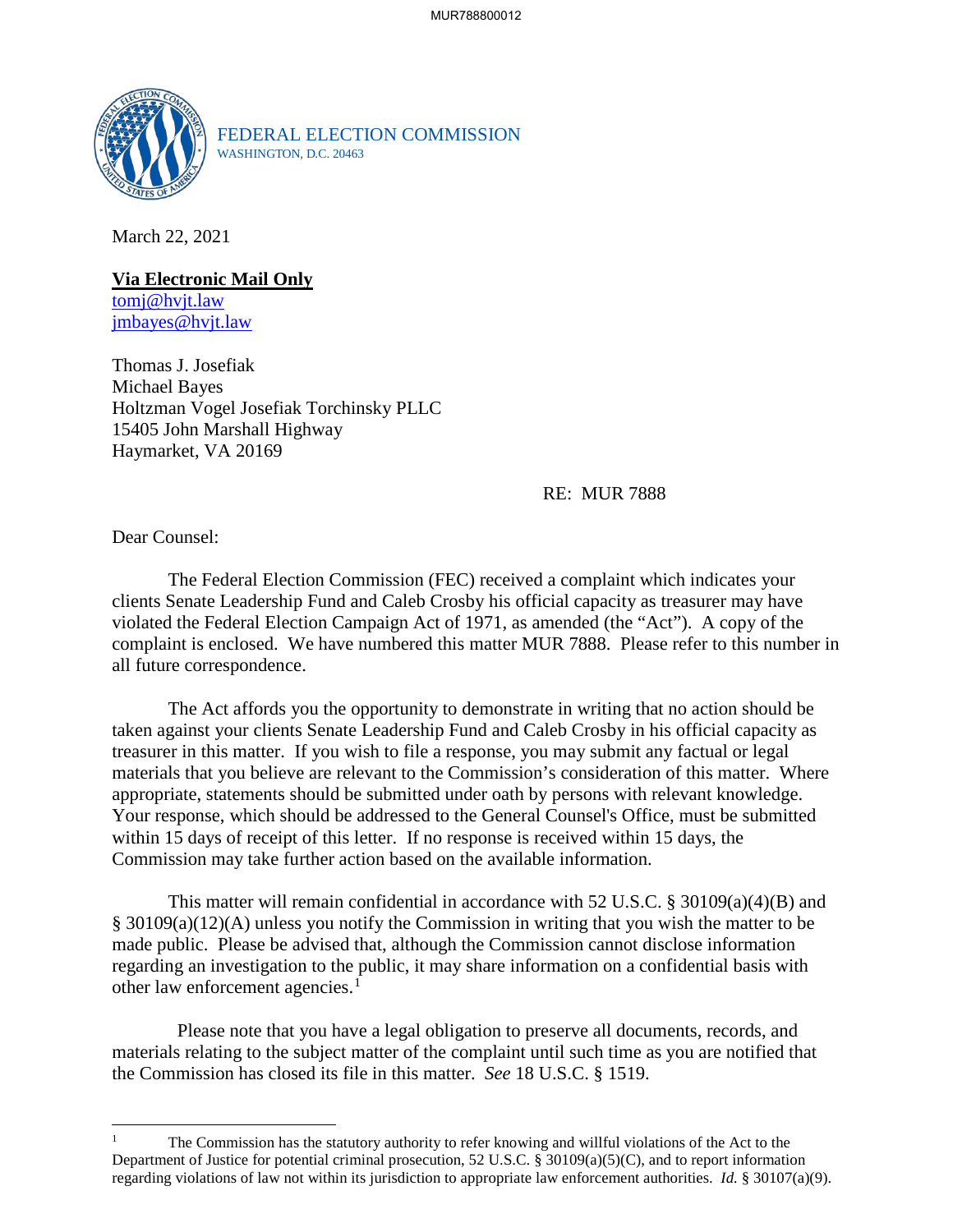FEDERAL ELECTION COMMISSION
WASHINGTON, D.C. 20463

March 22, 2021

**Via Electronic Mail Only**
tomj@hvjt.law
jmbayes@hvjt.law

Thomas J. Josefiak
Michael Bayes
Holtzman Vogel Josefiak Torchinsky PLLC
15405 John Marshall Highway
Haymarket, VA 20169

RE: MUR 7888

Dear Counsel:

The Federal Election Commission (FEC) received a complaint which indicates your clients Senate Leadership Fund and Caleb Crosby his official capacity as treasurer may have violated the Federal Election Campaign Act of 1971, as amended (the "Act"). A copy of the complaint is enclosed. We have numbered this matter MUR 7888. Please refer to this number in all future correspondence.

The Act affords you the opportunity to demonstrate in writing that no action should be taken against your clients Senate Leadership Fund and Caleb Crosby in his official capacity as treasurer in this matter. If you wish to file a response, you may submit any factual or legal materials that you believe are relevant to the Commission's consideration of this matter. Where appropriate, statements should be submitted under oath by persons with relevant knowledge. Your response, which should be addressed to the General Counsel's Office, must be submitted within 15 days of receipt of this letter. If no response is received within 15 days, the Commission may take further action based on the available information.

This matter will remain confidential in accordance with 52 U.S.C. § 30109(a)(4)(B) and § 30109(a)(12)(A) unless you notify the Commission in writing that you wish the matter to be made public. Please be advised that, although the Commission cannot disclose information regarding an investigation to the public, it may share information on a confidential basis with other law enforcement agencies.[1]

Please note that you have a legal obligation to preserve all documents, records, and materials relating to the subject matter of the complaint until such time as you are notified that the Commission has closed its file in this matter. *See* 18 U.S.C. § 1519.

---

[1] The Commission has the statutory authority to refer knowing and willful violations of the Act to the Department of Justice for potential criminal prosecution, 52 U.S.C. § 30109(a)(5)(C), and to report information regarding violations of law not within its jurisdiction to appropriate law enforcement authorities. *Id.* § 30107(a)(9).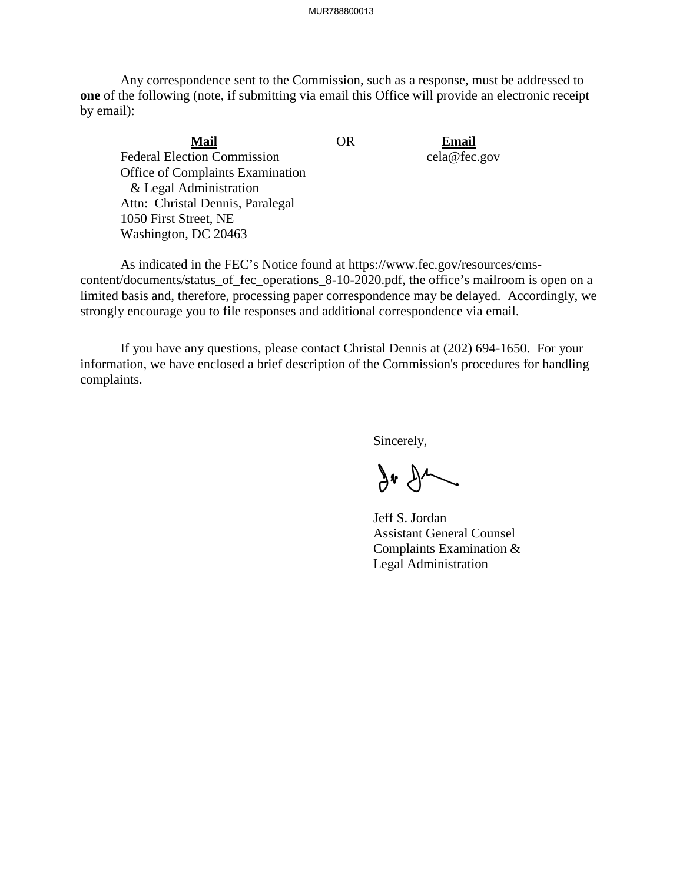Any correspondence sent to the Commission, such as a response, must be addressed to **one** of the following (note, if submitting via email this Office will provide an electronic receipt by email):

| **Mail** | OR | **Email** |
|---|---|---|
| Federal Election Commission<br>Office of Complaints Examination<br>& Legal Administration<br>Attn: Christal Dennis, Paralegal<br>1050 First Street, NE<br>Washington, DC 20463 | | cela@fec.gov |

As indicated in the FEC's Notice found at https://www.fec.gov/resources/cms-content/documents/status_of_fec_operations_8-10-2020.pdf, the office's mailroom is open on a limited basis and, therefore, processing paper correspondence may be delayed. Accordingly, we strongly encourage you to file responses and additional correspondence via email.

If you have any questions, please contact Christal Dennis at (202) 694-1650. For your information, we have enclosed a brief description of the Commission's procedures for handling complaints.

Sincerely,

Jeff S. Jordan
Assistant General Counsel
Complaints Examination &
Legal Administration